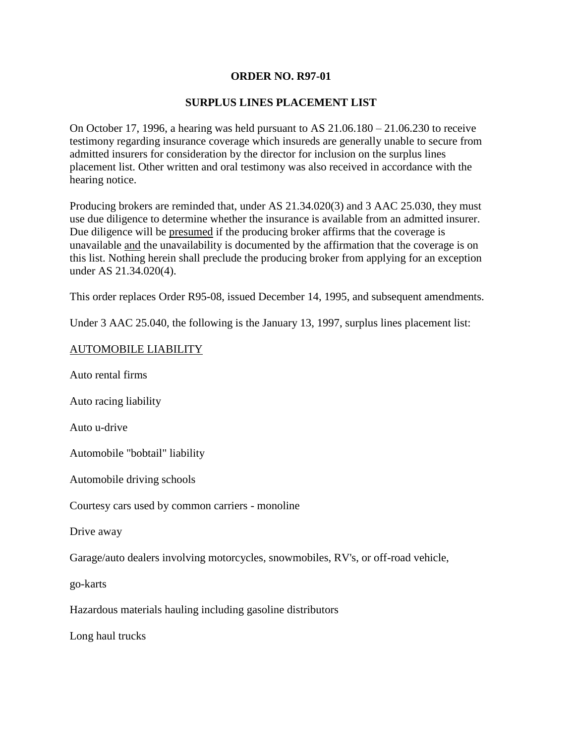# ORDER NO. R97-01

## SURPLUS LINES PLACEMENT LIST

On October 17, 1996, a hearing was held pursuant to AS 21.06.180 – 21.06.230 to receive testimony regarding insurance coverage which insureds are generally unable to secure from admitted insurers for consideration by the director for inclusion on the surplus lines placement list. Other written and oral testimony was also received in accordance with the hearing notice.

Producing brokers are reminded that, under AS 21.34.020(3) and 3 AAC 25.030, they must use due diligence to determine whether the insurance is available from an admitted insurer. Due diligence will be <u>presumed</u> if the producing broker affirms that the coverage is unavailable <u>and</u> the unavailability is documented by the affirmation that the coverage is on this list. Nothing herein shall preclude the producing broker from applying for an exception under AS 21.34.020(4).

This order replaces Order R95-08, issued December 14, 1995, and subsequent amendments.

Under 3 AAC 25.040, the following is the January 13, 1997, surplus lines placement list:

<u>AUTOMOBILE LIABILITY</u>

Auto rental firms

Auto racing liability

Auto u-drive

Automobile "bobtail" liability

Automobile driving schools

Courtesy cars used by common carriers - monoline

Drive away

Garage/auto dealers involving motorcycles, snowmobiles, RV's, or off-road vehicle,

go-karts

Hazardous materials hauling including gasoline distributors

Long haul trucks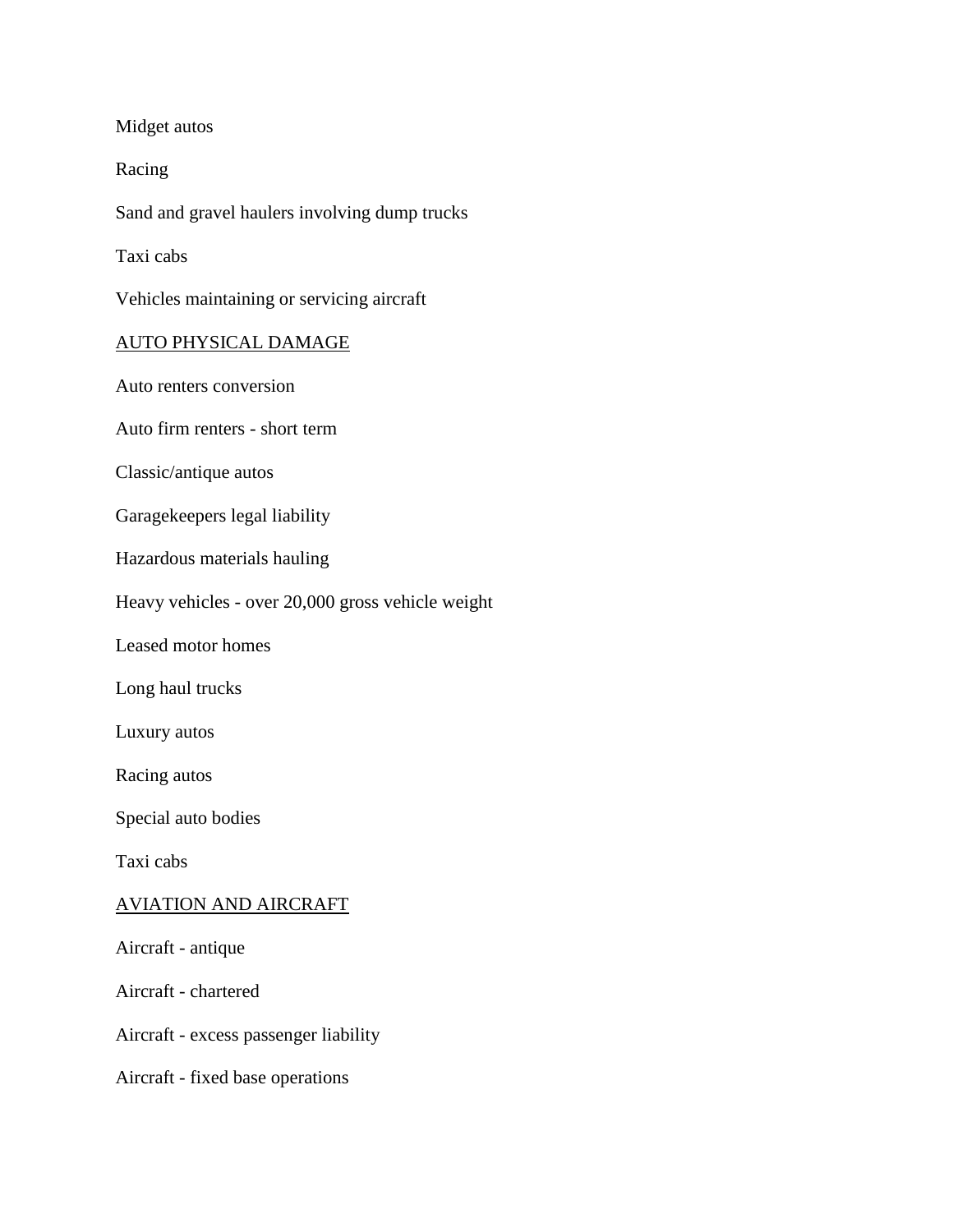Midget autos

Racing

Sand and gravel haulers involving dump trucks

Taxi cabs

Vehicles maintaining or servicing aircraft

<u>AUTO PHYSICAL DAMAGE</u>

Auto renters conversion

Auto firm renters - short term

Classic/antique autos

Garagekeepers legal liability

Hazardous materials hauling

Heavy vehicles - over 20,000 gross vehicle weight

Leased motor homes

Long haul trucks

Luxury autos

Racing autos

Special auto bodies

Taxi cabs

<u>AVIATION AND AIRCRAFT</u>

Aircraft - antique

Aircraft - chartered

Aircraft - excess passenger liability

Aircraft - fixed base operations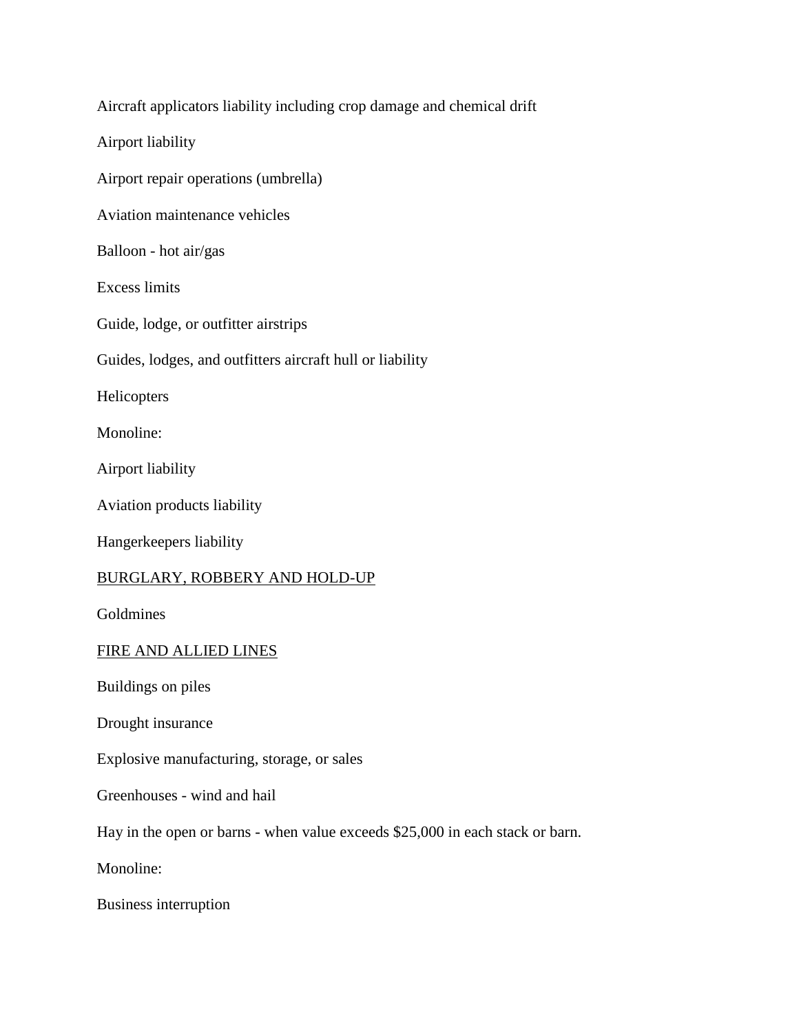Aircraft applicators liability including crop damage and chemical drift

Airport liability

Airport repair operations (umbrella)

Aviation maintenance vehicles

Balloon - hot air/gas

Excess limits

Guide, lodge, or outfitter airstrips

Guides, lodges, and outfitters aircraft hull or liability

Helicopters

Monoline:

Airport liability

Aviation products liability

Hangerkeepers liability

<u>BURGLARY, ROBBERY AND HOLD-UP</u>

Goldmines

<u>FIRE AND ALLIED LINES</u>

Buildings on piles

Drought insurance

Explosive manufacturing, storage, or sales

Greenhouses - wind and hail

Hay in the open or barns - when value exceeds $25,000 in each stack or barn.

Monoline:

Business interruption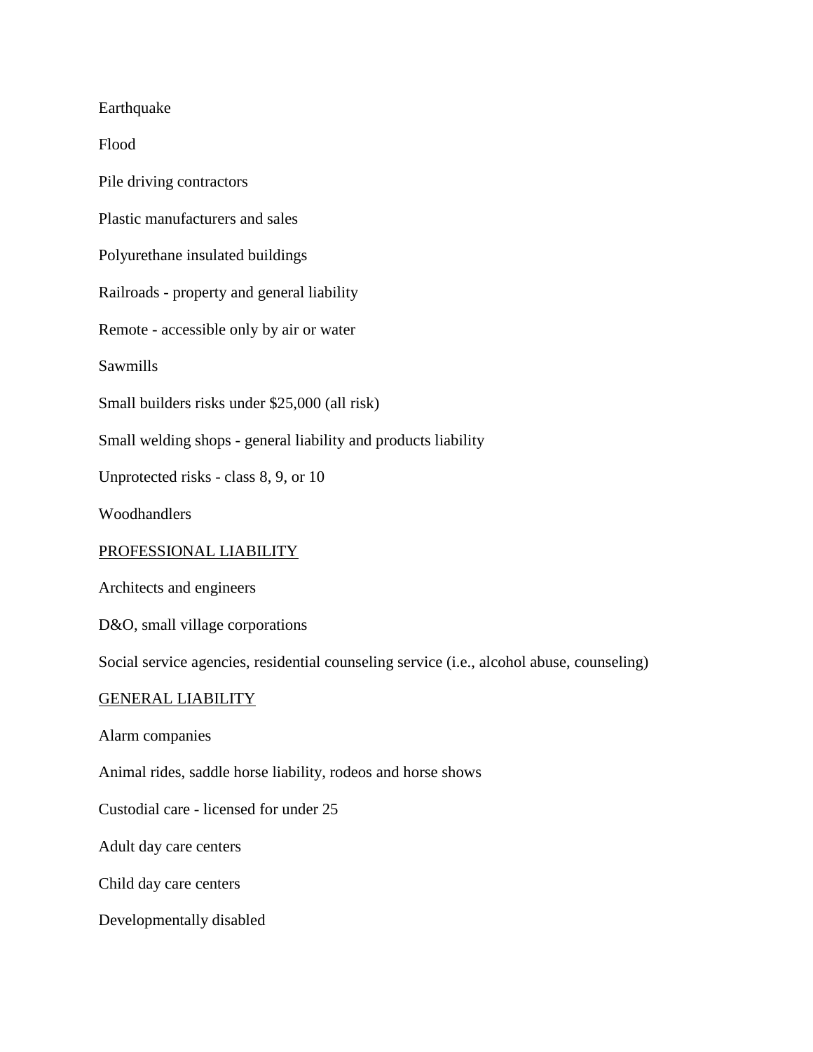Earthquake

Flood

Pile driving contractors

Plastic manufacturers and sales

Polyurethane insulated buildings

Railroads - property and general liability

Remote - accessible only by air or water

Sawmills

Small builders risks under $25,000 (all risk)

Small welding shops - general liability and products liability

Unprotected risks - class 8, 9, or 10

Woodhandlers

<u>PROFESSIONAL LIABILITY</u>

Architects and engineers

D&O, small village corporations

Social service agencies, residential counseling service (i.e., alcohol abuse, counseling)

<u>GENERAL LIABILITY</u>

Alarm companies

Animal rides, saddle horse liability, rodeos and horse shows

Custodial care - licensed for under 25

Adult day care centers

Child day care centers

Developmentally disabled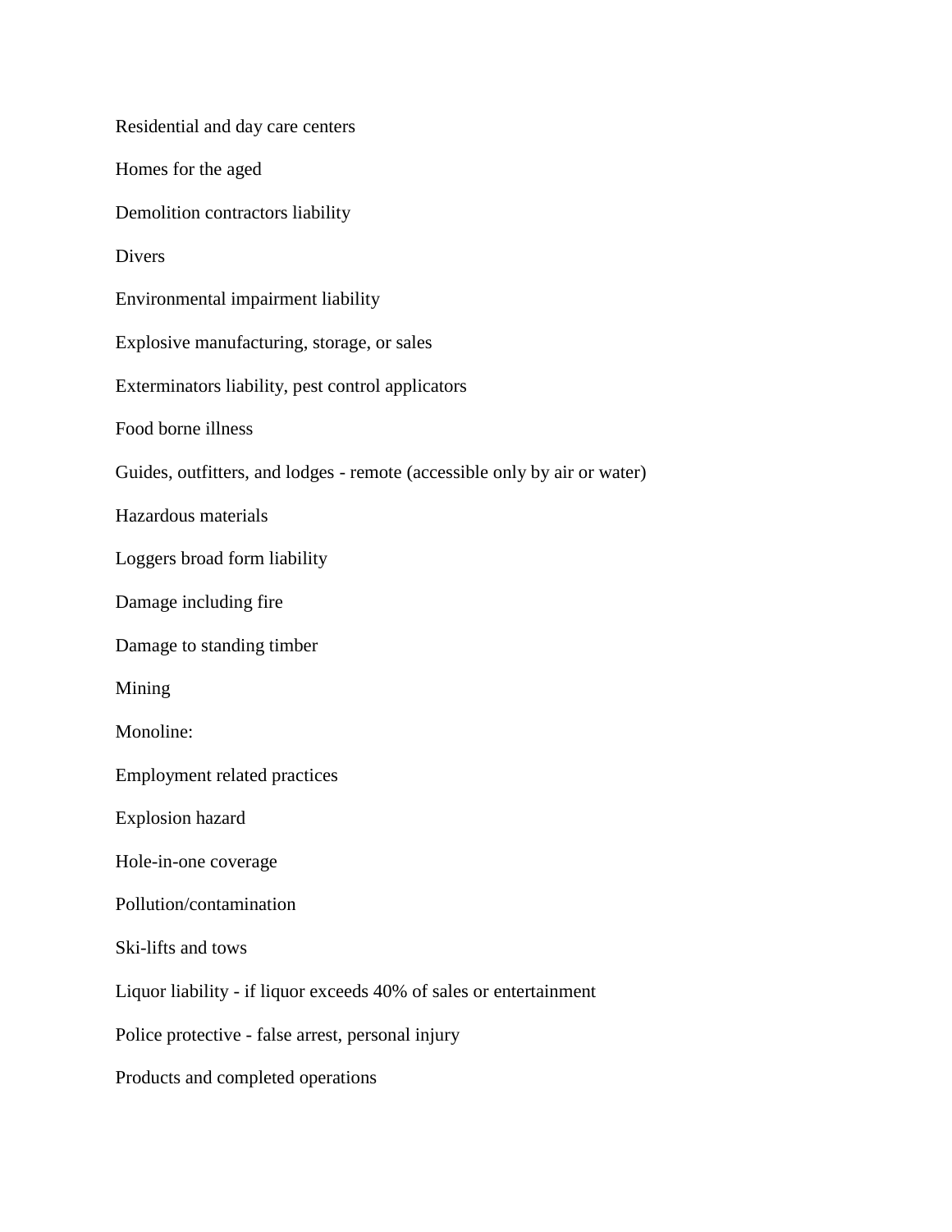Residential and day care centers

Homes for the aged

Demolition contractors liability

Divers

Environmental impairment liability

Explosive manufacturing, storage, or sales

Exterminators liability, pest control applicators

Food borne illness

Guides, outfitters, and lodges - remote (accessible only by air or water)

Hazardous materials

Loggers broad form liability

Damage including fire

Damage to standing timber

Mining

Monoline:

Employment related practices

Explosion hazard

Hole-in-one coverage

Pollution/contamination

Ski-lifts and tows

Liquor liability - if liquor exceeds 40% of sales or entertainment

Police protective - false arrest, personal injury

Products and completed operations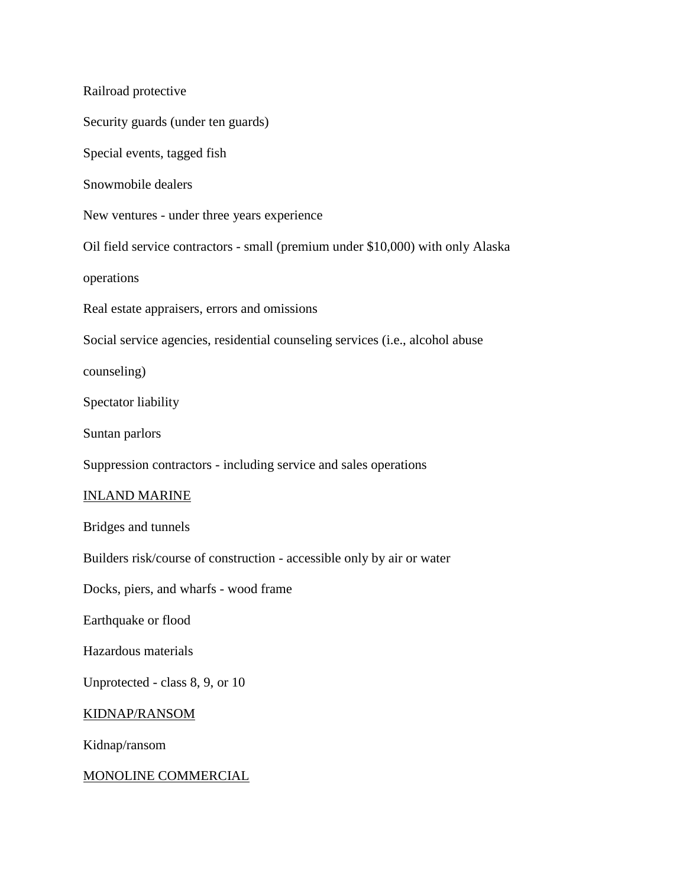Railroad protective

Security guards (under ten guards)

Special events, tagged fish

Snowmobile dealers

New ventures - under three years experience

Oil field service contractors - small (premium under $10,000) with only Alaska operations

Real estate appraisers, errors and omissions

Social service agencies, residential counseling services (i.e., alcohol abuse counseling)

Spectator liability

Suntan parlors

Suppression contractors - including service and sales operations

<u>INLAND MARINE</u>

Bridges and tunnels

Builders risk/course of construction - accessible only by air or water

Docks, piers, and wharfs - wood frame

Earthquake or flood

Hazardous materials

Unprotected - class 8, 9, or 10

<u>KIDNAP/RANSOM</u>

Kidnap/ransom

<u>MONOLINE COMMERCIAL</u>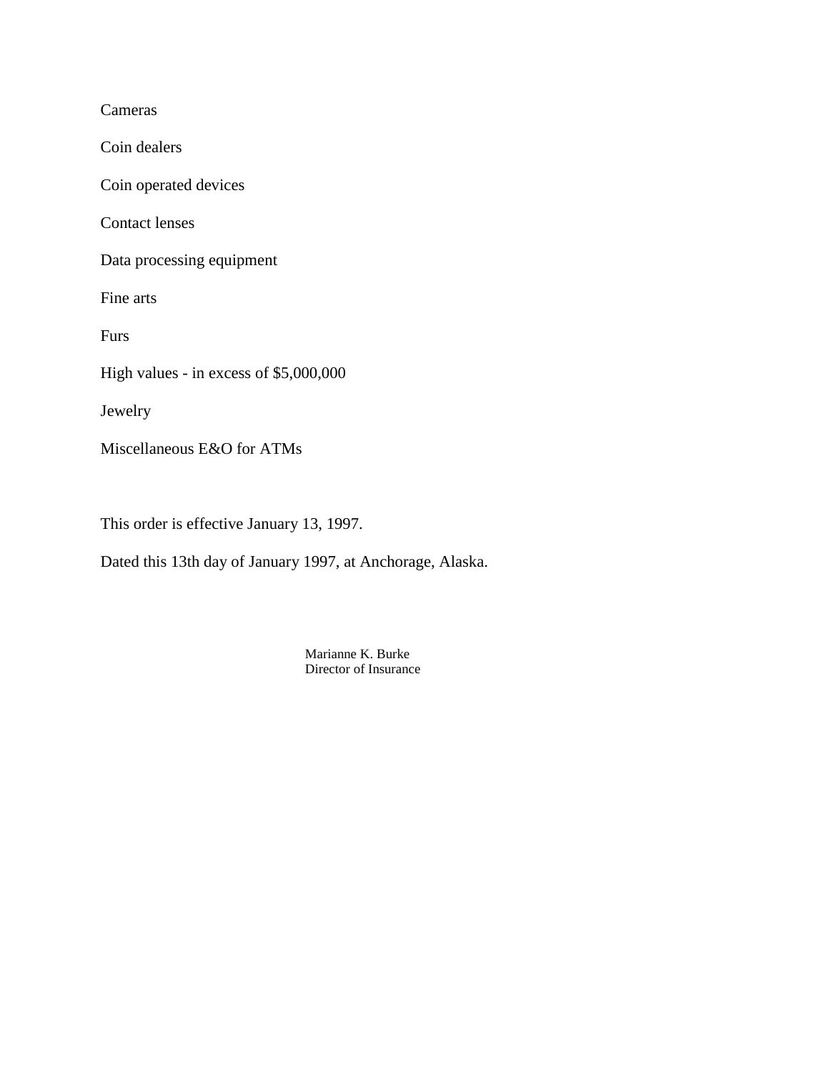Cameras

Coin dealers

Coin operated devices

Contact lenses

Data processing equipment

Fine arts

Furs

High values - in excess of $5,000,000

Jewelry

Miscellaneous E&O for ATMs

This order is effective January 13, 1997.

Dated this 13th day of January 1997, at Anchorage, Alaska.

Marianne K. Burke
Director of Insurance